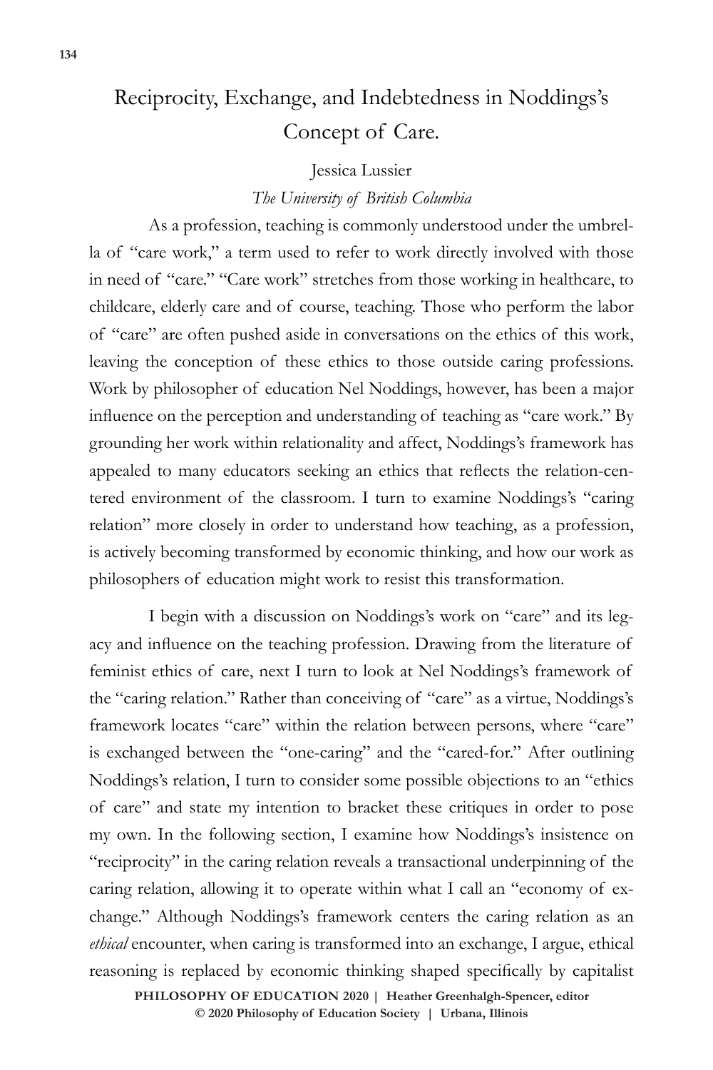# Reciprocity, Exchange, and Indebtedness in Noddings's Concept of Care.

Jessica Lussier

*The University of British Columbia*

As a profession, teaching is commonly understood under the umbrella of "care work," a term used to refer to work directly involved with those in need of "care." "Care work" stretches from those working in healthcare, to childcare, elderly care and of course, teaching. Those who perform the labor of "care" are often pushed aside in conversations on the ethics of this work, leaving the conception of these ethics to those outside caring professions. Work by philosopher of education Nel Noddings, however, has been a major influence on the perception and understanding of teaching as "care work." By grounding her work within relationality and affect, Noddings's framework has appealed to many educators seeking an ethics that reflects the relation-centered environment of the classroom. I turn to examine Noddings's "caring relation" more closely in order to understand how teaching, as a profession, is actively becoming transformed by economic thinking, and how our work as philosophers of education might work to resist this transformation.

I begin with a discussion on Noddings's work on "care" and its legacy and influence on the teaching profession. Drawing from the literature of feminist ethics of care, next I turn to look at Nel Noddings's framework of the "caring relation." Rather than conceiving of "care" as a virtue, Noddings's framework locates "care" within the relation between persons, where "care" is exchanged between the "one-caring" and the "cared-for." After outlining Noddings's relation, I turn to consider some possible objections to an "ethics of care" and state my intention to bracket these critiques in order to pose my own. In the following section, I examine how Noddings's insistence on "reciprocity" in the caring relation reveals a transactional underpinning of the caring relation, allowing it to operate within what I call an "economy of exchange." Although Noddings's framework centers the caring relation as an *ethical* encounter, when caring is transformed into an exchange, I argue, ethical reasoning is replaced by economic thinking shaped specifically by capitalist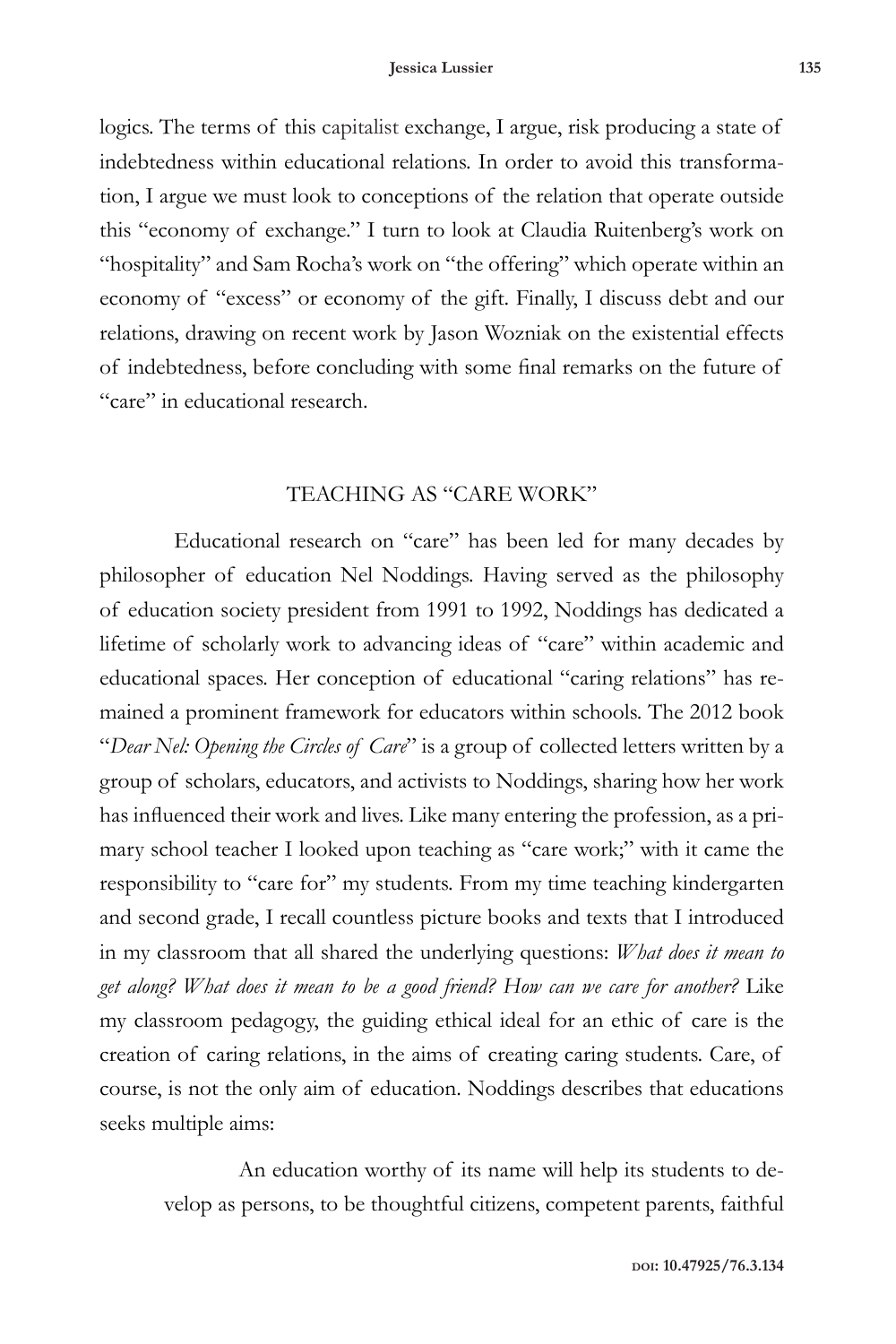logics. The terms of this capitalist exchange, I argue, risk producing a state of indebtedness within educational relations. In order to avoid this transformation, I argue we must look to conceptions of the relation that operate outside this "economy of exchange." I turn to look at Claudia Ruitenberg's work on "hospitality" and Sam Rocha's work on "the offering" which operate within an economy of "excess" or economy of the gift. Finally, I discuss debt and our relations, drawing on recent work by Jason Wozniak on the existential effects of indebtedness, before concluding with some final remarks on the future of "care" in educational research.

## TEACHING AS "CARE WORK"

Educational research on "care" has been led for many decades by philosopher of education Nel Noddings. Having served as the philosophy of education society president from 1991 to 1992, Noddings has dedicated a lifetime of scholarly work to advancing ideas of "care" within academic and educational spaces. Her conception of educational "caring relations" has remained a prominent framework for educators within schools. The 2012 book "*Dear Nel: Opening the Circles of Care*" is a group of collected letters written by a group of scholars, educators, and activists to Noddings, sharing how her work has influenced their work and lives. Like many entering the profession, as a primary school teacher I looked upon teaching as "care work;" with it came the responsibility to "care for" my students. From my time teaching kindergarten and second grade, I recall countless picture books and texts that I introduced in my classroom that all shared the underlying questions: *What does it mean to get along? What does it mean to be a good friend? How can we care for another?* Like my classroom pedagogy, the guiding ethical ideal for an ethic of care is the creation of caring relations, in the aims of creating caring students. Care, of course, is not the only aim of education. Noddings describes that educations seeks multiple aims:

> An education worthy of its name will help its students to develop as persons, to be thoughtful citizens, competent parents, faithful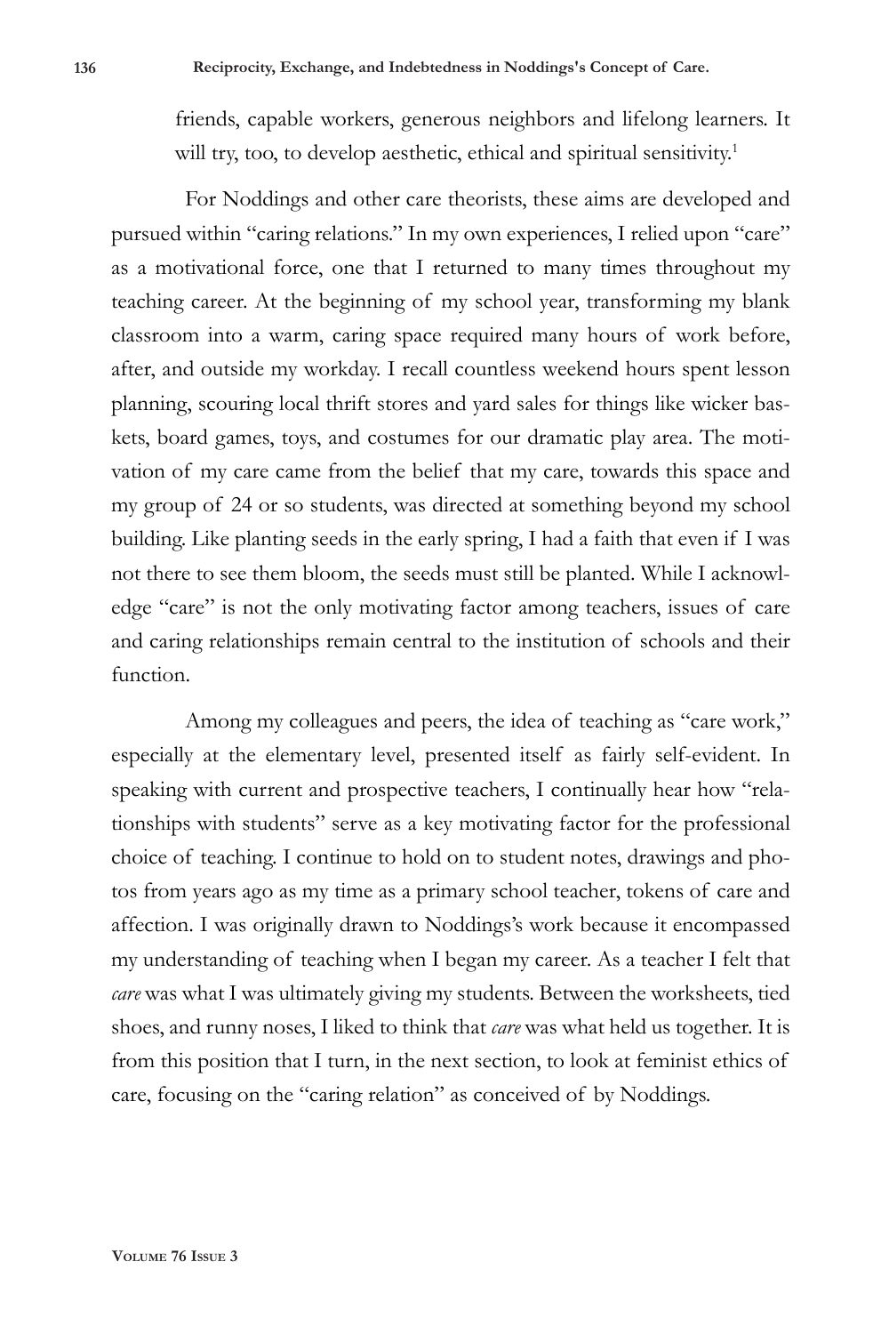friends, capable workers, generous neighbors and lifelong learners. It will try, too, to develop aesthetic, ethical and spiritual sensitivity.[1]

For Noddings and other care theorists, these aims are developed and pursued within "caring relations." In my own experiences, I relied upon "care" as a motivational force, one that I returned to many times throughout my teaching career. At the beginning of my school year, transforming my blank classroom into a warm, caring space required many hours of work before, after, and outside my workday. I recall countless weekend hours spent lesson planning, scouring local thrift stores and yard sales for things like wicker baskets, board games, toys, and costumes for our dramatic play area. The motivation of my care came from the belief that my care, towards this space and my group of 24 or so students, was directed at something beyond my school building. Like planting seeds in the early spring, I had a faith that even if I was not there to see them bloom, the seeds must still be planted. While I acknowledge "care" is not the only motivating factor among teachers, issues of care and caring relationships remain central to the institution of schools and their function.

Among my colleagues and peers, the idea of teaching as "care work," especially at the elementary level, presented itself as fairly self-evident. In speaking with current and prospective teachers, I continually hear how "relationships with students" serve as a key motivating factor for the professional choice of teaching. I continue to hold on to student notes, drawings and photos from years ago as my time as a primary school teacher, tokens of care and affection. I was originally drawn to Noddings's work because it encompassed my understanding of teaching when I began my career. As a teacher I felt that *care* was what I was ultimately giving my students. Between the worksheets, tied shoes, and runny noses, I liked to think that *care* was what held us together. It is from this position that I turn, in the next section, to look at feminist ethics of care, focusing on the "caring relation" as conceived of by Noddings.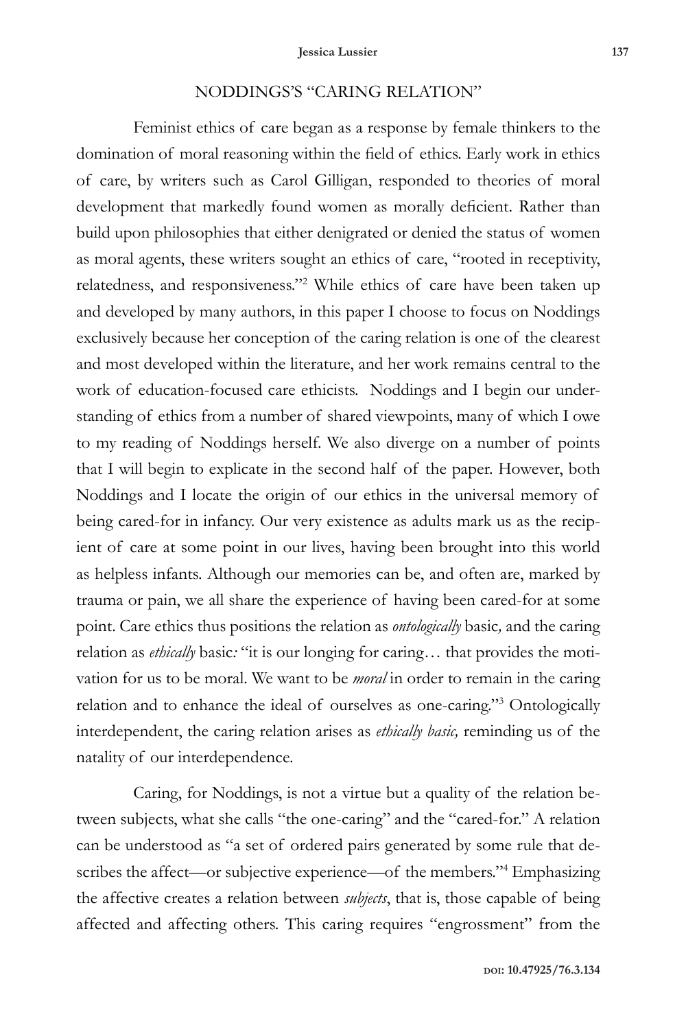## NODDINGS'S "CARING RELATION"

Feminist ethics of care began as a response by female thinkers to the domination of moral reasoning within the field of ethics. Early work in ethics of care, by writers such as Carol Gilligan, responded to theories of moral development that markedly found women as morally deficient. Rather than build upon philosophies that either denigrated or denied the status of women as moral agents, these writers sought an ethics of care, "rooted in receptivity, relatedness, and responsiveness."[2] While ethics of care have been taken up and developed by many authors, in this paper I choose to focus on Noddings exclusively because her conception of the caring relation is one of the clearest and most developed within the literature, and her work remains central to the work of education-focused care ethicists. Noddings and I begin our understanding of ethics from a number of shared viewpoints, many of which I owe to my reading of Noddings herself. We also diverge on a number of points that I will begin to explicate in the second half of the paper. However, both Noddings and I locate the origin of our ethics in the universal memory of being cared-for in infancy. Our very existence as adults mark us as the recipient of care at some point in our lives, having been brought into this world as helpless infants. Although our memories can be, and often are, marked by trauma or pain, we all share the experience of having been cared-for at some point. Care ethics thus positions the relation as *ontologically* basic*,* and the caring relation as *ethically* basic*:* "it is our longing for caring… that provides the motivation for us to be moral. We want to be *moral* in order to remain in the caring relation and to enhance the ideal of ourselves as one-caring."[3] Ontologically interdependent, the caring relation arises as *ethically basic,* reminding us of the natality of our interdependence.

Caring, for Noddings, is not a virtue but a quality of the relation between subjects, what she calls "the one-caring" and the "cared-for." A relation can be understood as "a set of ordered pairs generated by some rule that describes the affect—or subjective experience—of the members."[4] Emphasizing the affective creates a relation between *subjects*, that is, those capable of being affected and affecting others. This caring requires "engrossment" from the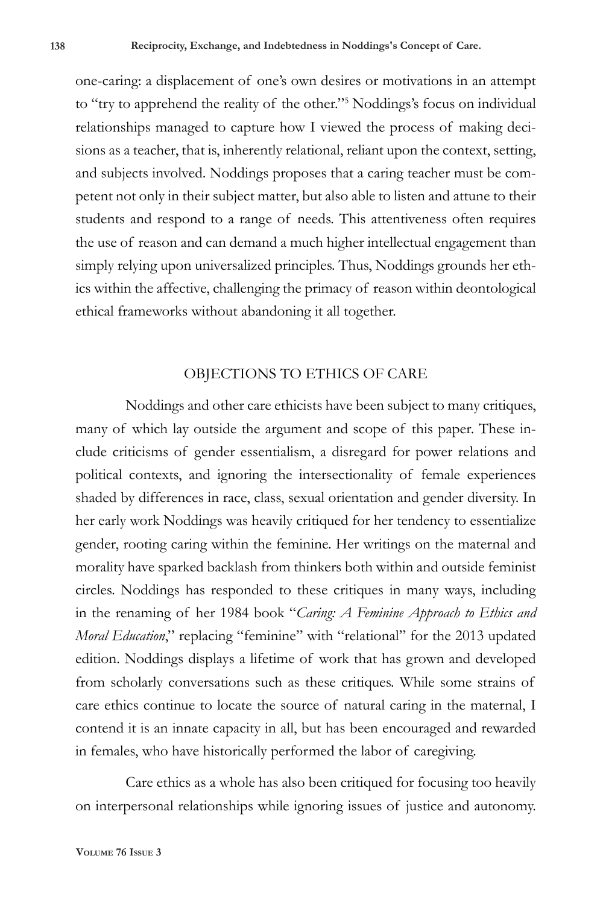one-caring: a displacement of one's own desires or motivations in an attempt to "try to apprehend the reality of the other."[5] Noddings's focus on individual relationships managed to capture how I viewed the process of making decisions as a teacher, that is, inherently relational, reliant upon the context, setting, and subjects involved. Noddings proposes that a caring teacher must be competent not only in their subject matter, but also able to listen and attune to their students and respond to a range of needs. This attentiveness often requires the use of reason and can demand a much higher intellectual engagement than simply relying upon universalized principles. Thus, Noddings grounds her ethics within the affective, challenging the primacy of reason within deontological ethical frameworks without abandoning it all together.

## OBJECTIONS TO ETHICS OF CARE

Noddings and other care ethicists have been subject to many critiques, many of which lay outside the argument and scope of this paper. These include criticisms of gender essentialism, a disregard for power relations and political contexts, and ignoring the intersectionality of female experiences shaded by differences in race, class, sexual orientation and gender diversity. In her early work Noddings was heavily critiqued for her tendency to essentialize gender, rooting caring within the feminine. Her writings on the maternal and morality have sparked backlash from thinkers both within and outside feminist circles. Noddings has responded to these critiques in many ways, including in the renaming of her 1984 book "*Caring: A Feminine Approach to Ethics and Moral Education*," replacing "feminine" with "relational" for the 2013 updated edition. Noddings displays a lifetime of work that has grown and developed from scholarly conversations such as these critiques. While some strains of care ethics continue to locate the source of natural caring in the maternal, I contend it is an innate capacity in all, but has been encouraged and rewarded in females, who have historically performed the labor of caregiving.

Care ethics as a whole has also been critiqued for focusing too heavily on interpersonal relationships while ignoring issues of justice and autonomy.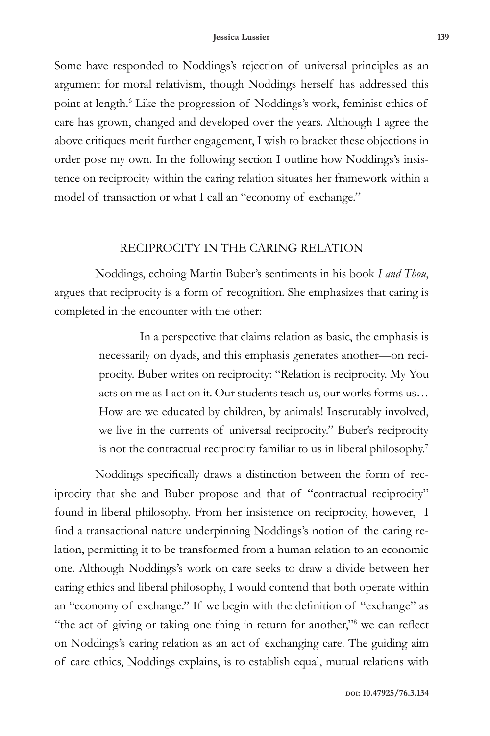Some have responded to Noddings's rejection of universal principles as an argument for moral relativism, though Noddings herself has addressed this point at length.[6] Like the progression of Noddings's work, feminist ethics of care has grown, changed and developed over the years. Although I agree the above critiques merit further engagement, I wish to bracket these objections in order pose my own. In the following section I outline how Noddings's insistence on reciprocity within the caring relation situates her framework within a model of transaction or what I call an "economy of exchange."

## RECIPROCITY IN THE CARING RELATION

Noddings, echoing Martin Buber's sentiments in his book *I and Thou*, argues that reciprocity is a form of recognition. She emphasizes that caring is completed in the encounter with the other:

> In a perspective that claims relation as basic, the emphasis is necessarily on dyads, and this emphasis generates another—on reciprocity. Buber writes on reciprocity: "Relation is reciprocity. My You acts on me as I act on it. Our students teach us, our works forms us… How are we educated by children, by animals! Inscrutably involved, we live in the currents of universal reciprocity." Buber's reciprocity is not the contractual reciprocity familiar to us in liberal philosophy.[7]

Noddings specifically draws a distinction between the form of reciprocity that she and Buber propose and that of "contractual reciprocity" found in liberal philosophy. From her insistence on reciprocity, however, I find a transactional nature underpinning Noddings's notion of the caring relation, permitting it to be transformed from a human relation to an economic one. Although Noddings's work on care seeks to draw a divide between her caring ethics and liberal philosophy, I would contend that both operate within an "economy of exchange." If we begin with the definition of "exchange" as "the act of giving or taking one thing in return for another,"[8] we can reflect on Noddings's caring relation as an act of exchanging care. The guiding aim of care ethics, Noddings explains, is to establish equal, mutual relations with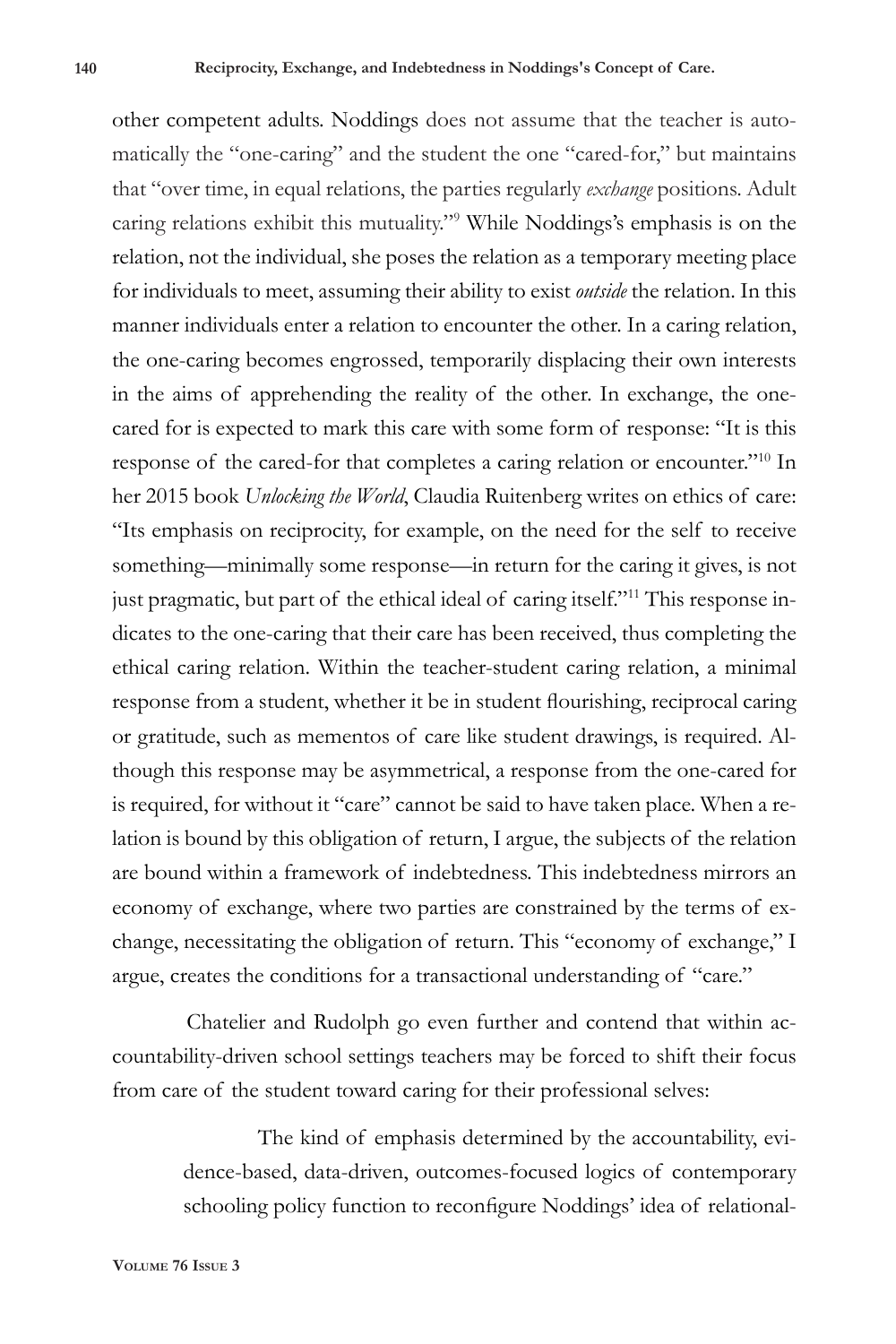other competent adults. Noddings does not assume that the teacher is automatically the "one-caring" and the student the one "cared-for," but maintains that "over time, in equal relations, the parties regularly *exchange* positions. Adult caring relations exhibit this mutuality."[9] While Noddings's emphasis is on the relation, not the individual, she poses the relation as a temporary meeting place for individuals to meet, assuming their ability to exist *outside* the relation. In this manner individuals enter a relation to encounter the other. In a caring relation, the one-caring becomes engrossed, temporarily displacing their own interests in the aims of apprehending the reality of the other. In exchange, the one-cared for is expected to mark this care with some form of response: "It is this response of the cared-for that completes a caring relation or encounter."[10] In her 2015 book *Unlocking the World*, Claudia Ruitenberg writes on ethics of care: "Its emphasis on reciprocity, for example, on the need for the self to receive something—minimally some response—in return for the caring it gives, is not just pragmatic, but part of the ethical ideal of caring itself."[11] This response indicates to the one-caring that their care has been received, thus completing the ethical caring relation. Within the teacher-student caring relation, a minimal response from a student, whether it be in student flourishing, reciprocal caring or gratitude, such as mementos of care like student drawings, is required. Although this response may be asymmetrical, a response from the one-cared for is required, for without it "care" cannot be said to have taken place. When a relation is bound by this obligation of return, I argue, the subjects of the relation are bound within a framework of indebtedness. This indebtedness mirrors an economy of exchange, where two parties are constrained by the terms of exchange, necessitating the obligation of return. This "economy of exchange," I argue, creates the conditions for a transactional understanding of "care."

Chatelier and Rudolph go even further and contend that within accountability-driven school settings teachers may be forced to shift their focus from care of the student toward caring for their professional selves:

> The kind of emphasis determined by the accountability, evidence-based, data-driven, outcomes-focused logics of contemporary schooling policy function to reconfigure Noddings' idea of relational-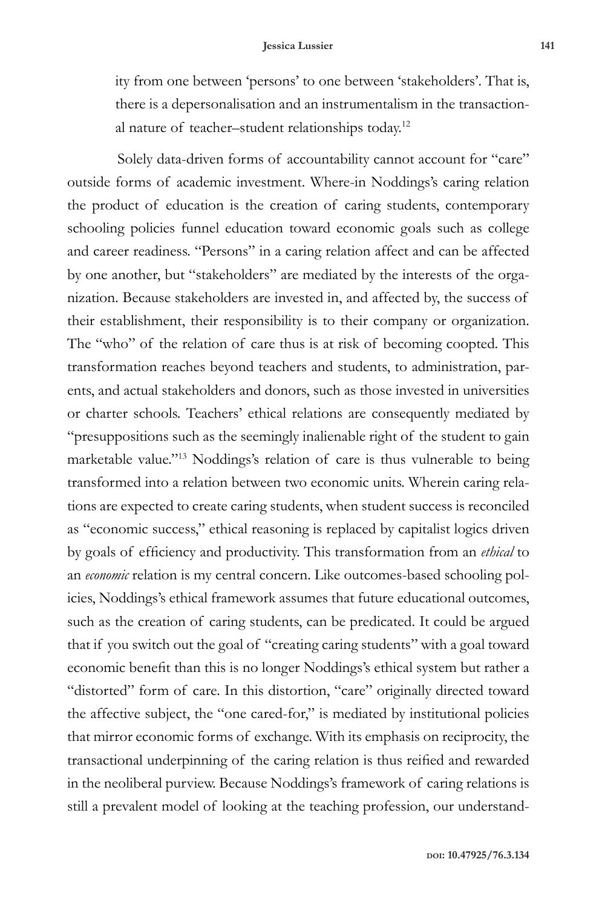ity from one between 'persons' to one between 'stakeholders'. That is, there is a depersonalisation and an instrumentalism in the transactional nature of teacher–student relationships today.[12]

Solely data-driven forms of accountability cannot account for "care" outside forms of academic investment. Where-in Noddings's caring relation the product of education is the creation of caring students, contemporary schooling policies funnel education toward economic goals such as college and career readiness. "Persons" in a caring relation affect and can be affected by one another, but "stakeholders" are mediated by the interests of the organization. Because stakeholders are invested in, and affected by, the success of their establishment, their responsibility is to their company or organization. The "who" of the relation of care thus is at risk of becoming coopted. This transformation reaches beyond teachers and students, to administration, parents, and actual stakeholders and donors, such as those invested in universities or charter schools. Teachers' ethical relations are consequently mediated by "presuppositions such as the seemingly inalienable right of the student to gain marketable value."[13] Noddings's relation of care is thus vulnerable to being transformed into a relation between two economic units. Wherein caring relations are expected to create caring students, when student success is reconciled as "economic success," ethical reasoning is replaced by capitalist logics driven by goals of efficiency and productivity. This transformation from an *ethical* to an *economic* relation is my central concern. Like outcomes-based schooling policies, Noddings's ethical framework assumes that future educational outcomes, such as the creation of caring students, can be predicated. It could be argued that if you switch out the goal of "creating caring students" with a goal toward economic benefit than this is no longer Noddings's ethical system but rather a "distorted" form of care. In this distortion, "care" originally directed toward the affective subject, the "one cared-for," is mediated by institutional policies that mirror economic forms of exchange. With its emphasis on reciprocity, the transactional underpinning of the caring relation is thus reified and rewarded in the neoliberal purview. Because Noddings's framework of caring relations is still a prevalent model of looking at the teaching profession, our understand-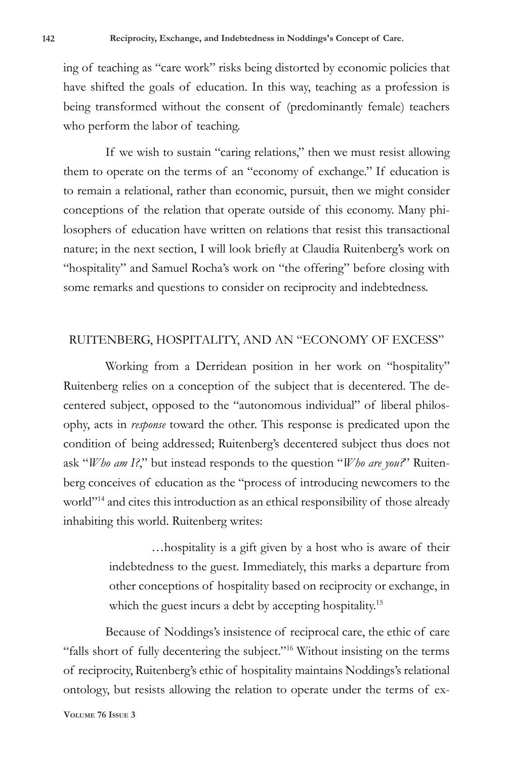ing of teaching as "care work" risks being distorted by economic policies that have shifted the goals of education. In this way, teaching as a profession is being transformed without the consent of (predominantly female) teachers who perform the labor of teaching.

If we wish to sustain "caring relations," then we must resist allowing them to operate on the terms of an "economy of exchange." If education is to remain a relational, rather than economic, pursuit, then we might consider conceptions of the relation that operate outside of this economy. Many philosophers of education have written on relations that resist this transactional nature; in the next section, I will look briefly at Claudia Ruitenberg's work on "hospitality" and Samuel Rocha's work on "the offering" before closing with some remarks and questions to consider on reciprocity and indebtedness.

## RUITENBERG, HOSPITALITY, AND AN "ECONOMY OF EXCESS"

Working from a Derridean position in her work on "hospitality" Ruitenberg relies on a conception of the subject that is decentered. The decentered subject, opposed to the "autonomous individual" of liberal philosophy, acts in *response* toward the other. This response is predicated upon the condition of being addressed; Ruitenberg's decentered subject thus does not ask "*Who am I?*," but instead responds to the question "*Who are you?*" Ruitenberg conceives of education as the "process of introducing newcomers to the world"[14] and cites this introduction as an ethical responsibility of those already inhabiting this world. Ruitenberg writes:

> …hospitality is a gift given by a host who is aware of their indebtedness to the guest. Immediately, this marks a departure from other conceptions of hospitality based on reciprocity or exchange, in which the guest incurs a debt by accepting hospitality.[15]

Because of Noddings's insistence of reciprocal care, the ethic of care "falls short of fully decentering the subject."[16] Without insisting on the terms of reciprocity, Ruitenberg's ethic of hospitality maintains Noddings's relational ontology, but resists allowing the relation to operate under the terms of ex-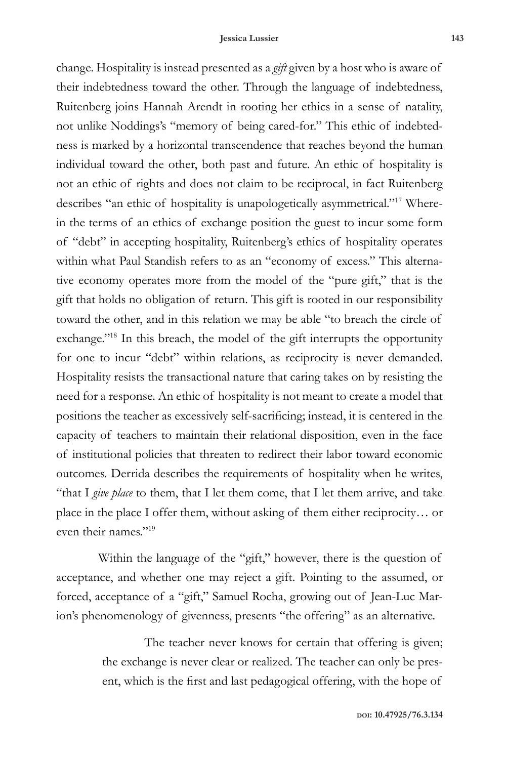change. Hospitality is instead presented as a *gift* given by a host who is aware of their indebtedness toward the other. Through the language of indebtedness, Ruitenberg joins Hannah Arendt in rooting her ethics in a sense of natality, not unlike Noddings's "memory of being cared-for." This ethic of indebtedness is marked by a horizontal transcendence that reaches beyond the human individual toward the other, both past and future. An ethic of hospitality is not an ethic of rights and does not claim to be reciprocal, in fact Ruitenberg describes "an ethic of hospitality is unapologetically asymmetrical."[17] Wherein the terms of an ethics of exchange position the guest to incur some form of "debt" in accepting hospitality, Ruitenberg's ethics of hospitality operates within what Paul Standish refers to as an "economy of excess." This alternative economy operates more from the model of the "pure gift," that is the gift that holds no obligation of return. This gift is rooted in our responsibility toward the other, and in this relation we may be able "to breach the circle of exchange."[18] In this breach, the model of the gift interrupts the opportunity for one to incur "debt" within relations, as reciprocity is never demanded. Hospitality resists the transactional nature that caring takes on by resisting the need for a response. An ethic of hospitality is not meant to create a model that positions the teacher as excessively self-sacrificing; instead, it is centered in the capacity of teachers to maintain their relational disposition, even in the face of institutional policies that threaten to redirect their labor toward economic outcomes. Derrida describes the requirements of hospitality when he writes, "that I *give place* to them, that I let them come, that I let them arrive, and take place in the place I offer them, without asking of them either reciprocity… or even their names."[19]

Within the language of the "gift," however, there is the question of acceptance, and whether one may reject a gift. Pointing to the assumed, or forced, acceptance of a "gift," Samuel Rocha, growing out of Jean-Luc Marion's phenomenology of givenness, presents "the offering" as an alternative.

> The teacher never knows for certain that offering is given; the exchange is never clear or realized. The teacher can only be present, which is the first and last pedagogical offering, with the hope of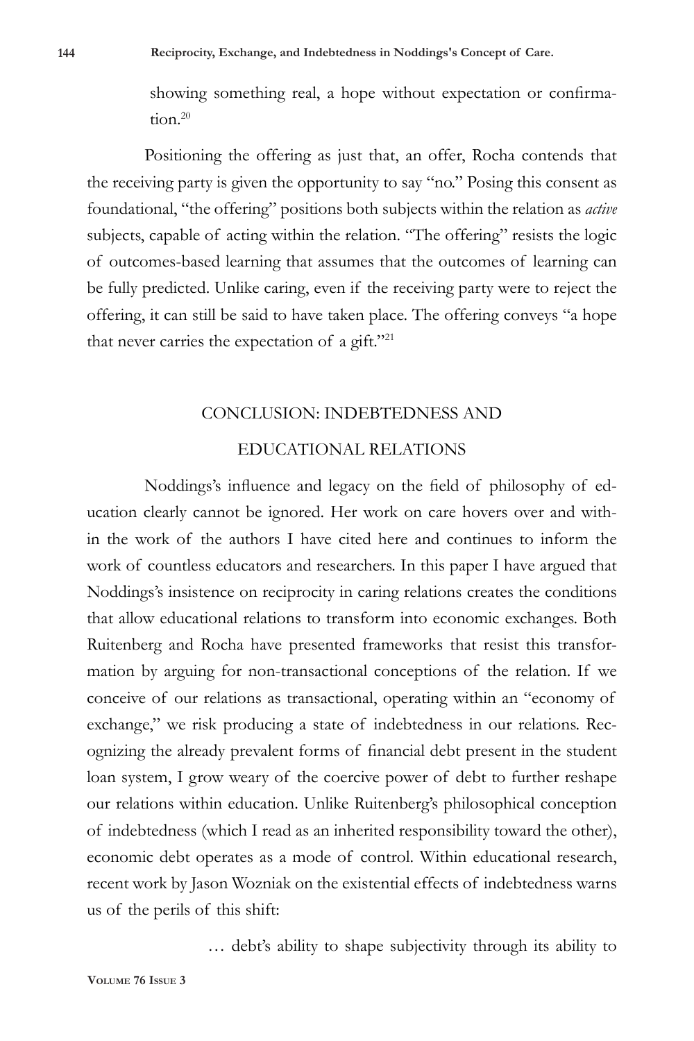> showing something real, a hope without expectation or confirmation.[20]

Positioning the offering as just that, an offer, Rocha contends that the receiving party is given the opportunity to say "no." Posing this consent as foundational, "the offering" positions both subjects within the relation as *active* subjects, capable of acting within the relation. "The offering" resists the logic of outcomes-based learning that assumes that the outcomes of learning can be fully predicted. Unlike caring, even if the receiving party were to reject the offering, it can still be said to have taken place. The offering conveys "a hope that never carries the expectation of a gift."[21]

## CONCLUSION: INDEBTEDNESS AND EDUCATIONAL RELATIONS

Noddings's influence and legacy on the field of philosophy of education clearly cannot be ignored. Her work on care hovers over and within the work of the authors I have cited here and continues to inform the work of countless educators and researchers. In this paper I have argued that Noddings's insistence on reciprocity in caring relations creates the conditions that allow educational relations to transform into economic exchanges. Both Ruitenberg and Rocha have presented frameworks that resist this transformation by arguing for non-transactional conceptions of the relation. If we conceive of our relations as transactional, operating within an "economy of exchange," we risk producing a state of indebtedness in our relations. Recognizing the already prevalent forms of financial debt present in the student loan system, I grow weary of the coercive power of debt to further reshape our relations within education. Unlike Ruitenberg's philosophical conception of indebtedness (which I read as an inherited responsibility toward the other), economic debt operates as a mode of control. Within educational research, recent work by Jason Wozniak on the existential effects of indebtedness warns us of the perils of this shift:

> … debt's ability to shape subjectivity through its ability to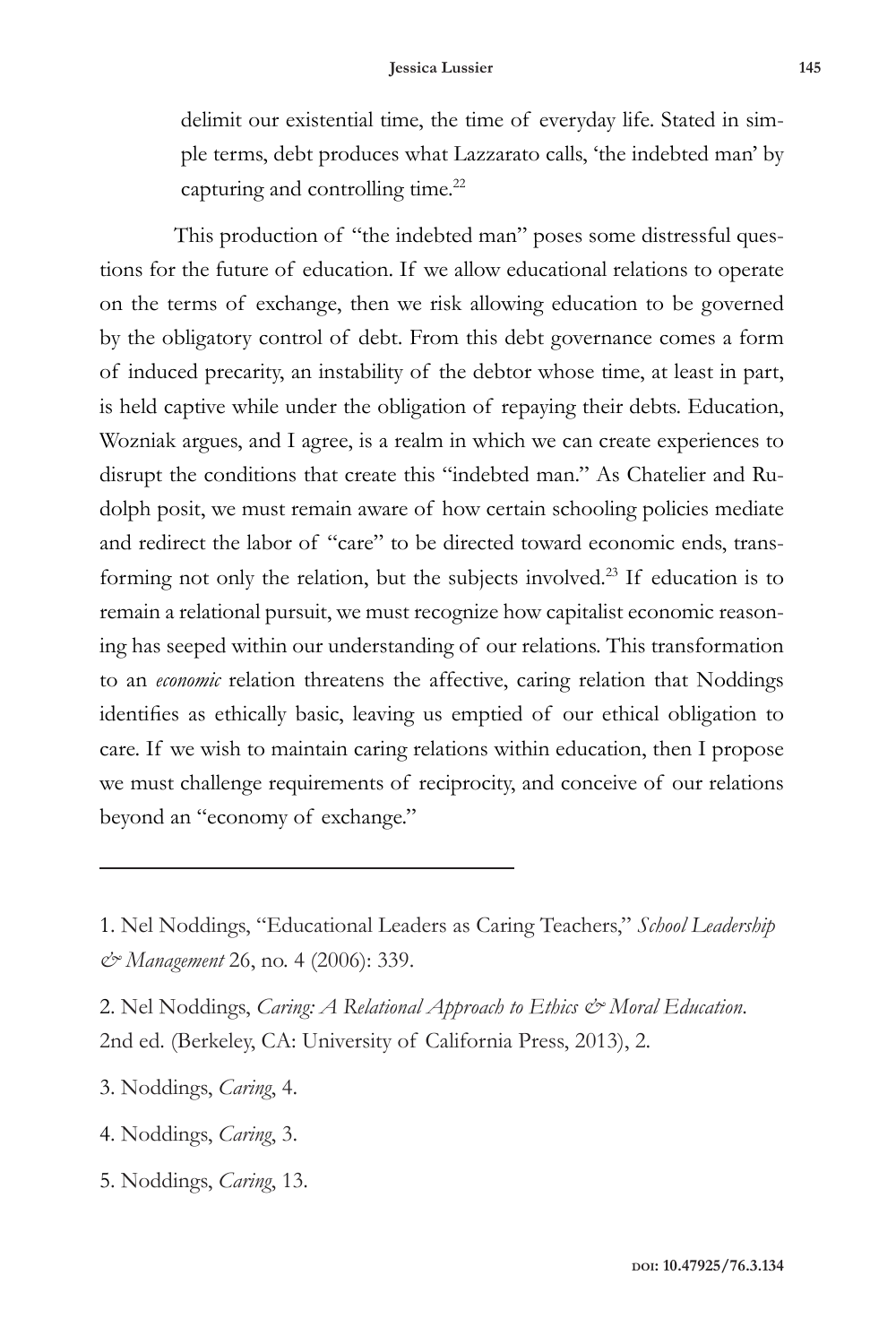delimit our existential time, the time of everyday life. Stated in simple terms, debt produces what Lazzarato calls, 'the indebted man' by capturing and controlling time.[22]

This production of "the indebted man" poses some distressful questions for the future of education. If we allow educational relations to operate on the terms of exchange, then we risk allowing education to be governed by the obligatory control of debt. From this debt governance comes a form of induced precarity, an instability of the debtor whose time, at least in part, is held captive while under the obligation of repaying their debts. Education, Wozniak argues, and I agree, is a realm in which we can create experiences to disrupt the conditions that create this "indebted man." As Chatelier and Rudolph posit, we must remain aware of how certain schooling policies mediate and redirect the labor of "care" to be directed toward economic ends, transforming not only the relation, but the subjects involved.[23] If education is to remain a relational pursuit, we must recognize how capitalist economic reasoning has seeped within our understanding of our relations. This transformation to an *economic* relation threatens the affective, caring relation that Noddings identifies as ethically basic, leaving us emptied of our ethical obligation to care. If we wish to maintain caring relations within education, then I propose we must challenge requirements of reciprocity, and conceive of our relations beyond an "economy of exchange."

---

1. Nel Noddings, "Educational Leaders as Caring Teachers," *School Leadership & Management* 26, no. 4 (2006): 339.

2. Nel Noddings, *Caring: A Relational Approach to Ethics & Moral Education*. 2nd ed. (Berkeley, CA: University of California Press, 2013), 2.

3. Noddings, *Caring*, 4.

4. Noddings, *Caring*, 3.

5. Noddings, *Caring*, 13.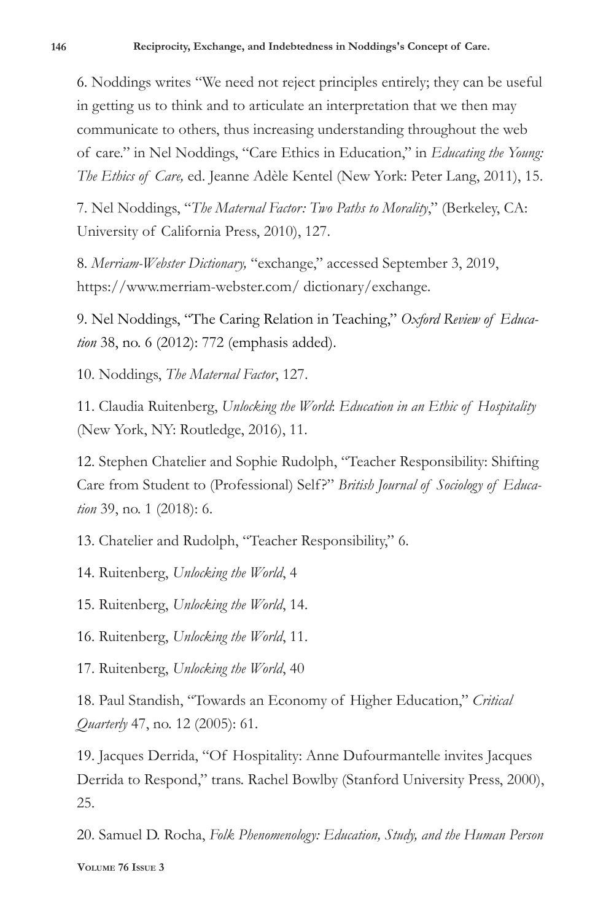6. Noddings writes "We need not reject principles entirely; they can be useful in getting us to think and to articulate an interpretation that we then may communicate to others, thus increasing understanding throughout the web of care." in Nel Noddings, "Care Ethics in Education," in *Educating the Young: The Ethics of Care,* ed. Jeanne Adèle Kentel (New York: Peter Lang, 2011), 15.

7. Nel Noddings, "*The Maternal Factor: Two Paths to Morality*," (Berkeley, CA: University of California Press, 2010), 127.

8. *Merriam-Webster Dictionary,* "exchange," accessed September 3, 2019, https://www.merriam-webster.com/ dictionary/exchange.

9. Nel Noddings, "The Caring Relation in Teaching," *Oxford Review of Education* 38, no. 6 (2012): 772 (emphasis added).

10. Noddings, *The Maternal Factor*, 127.

11. Claudia Ruitenberg, *Unlocking the World*: *Education in an Ethic of Hospitality* (New York, NY: Routledge, 2016), 11.

12. Stephen Chatelier and Sophie Rudolph, "Teacher Responsibility: Shifting Care from Student to (Professional) Self?" *British Journal of Sociology of Education* 39, no. 1 (2018): 6.

13. Chatelier and Rudolph, "Teacher Responsibility," 6.

14. Ruitenberg, *Unlocking the World*, 4

15. Ruitenberg, *Unlocking the World*, 14.

16. Ruitenberg, *Unlocking the World*, 11.

17. Ruitenberg, *Unlocking the World*, 40

18. Paul Standish, "Towards an Economy of Higher Education," *Critical Quarterly* 47, no. 12 (2005): 61.

19. Jacques Derrida, "Of Hospitality: Anne Dufourmantelle invites Jacques Derrida to Respond," trans. Rachel Bowlby (Stanford University Press, 2000), 25.

20. Samuel D. Rocha, *Folk Phenomenology: Education, Study, and the Human Person*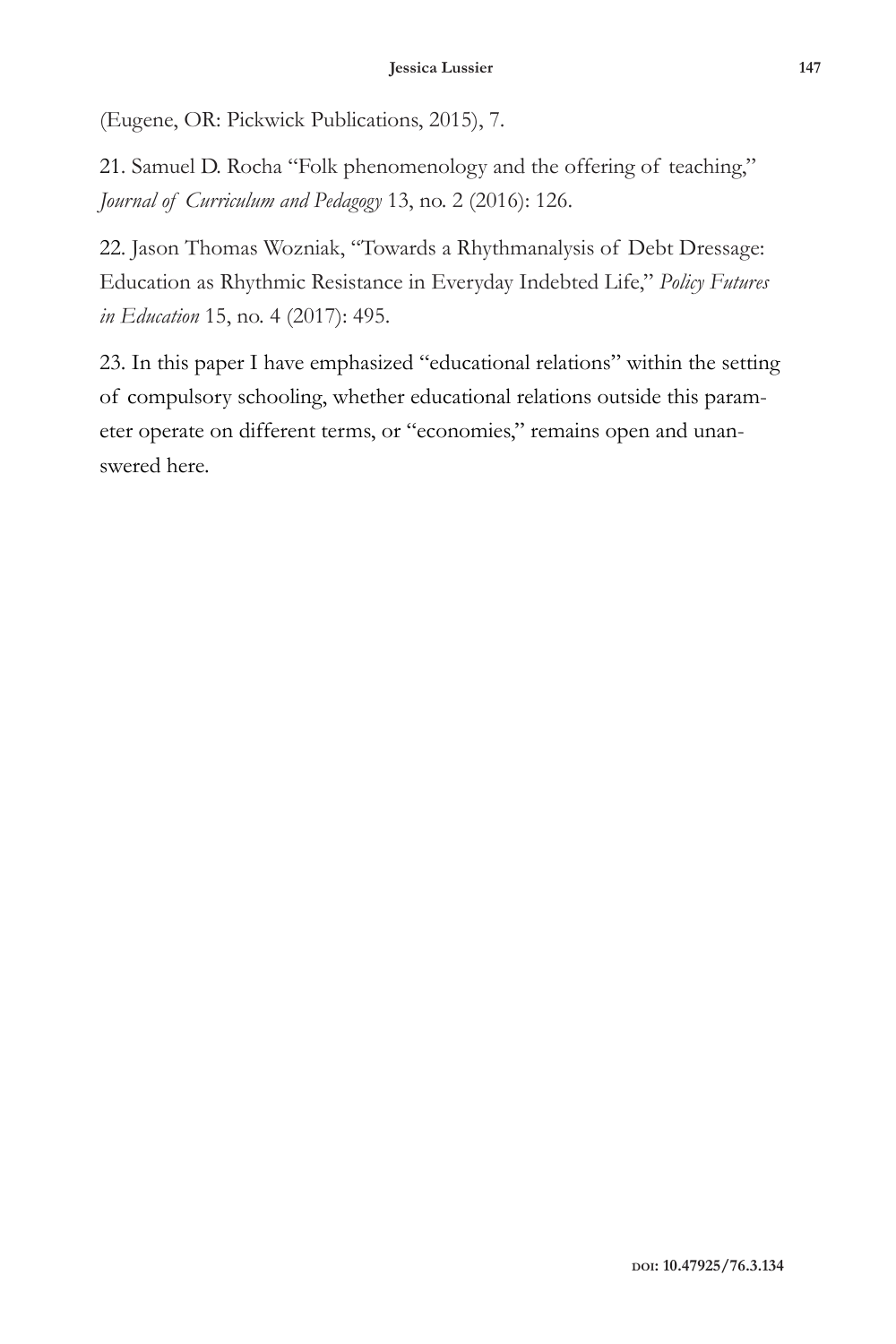(Eugene, OR: Pickwick Publications, 2015), 7.

21. Samuel D. Rocha "Folk phenomenology and the offering of teaching," *Journal of Curriculum and Pedagogy* 13, no. 2 (2016): 126.

22. Jason Thomas Wozniak, "Towards a Rhythmanalysis of Debt Dressage: Education as Rhythmic Resistance in Everyday Indebted Life," *Policy Futures in Education* 15, no. 4 (2017): 495.

23. In this paper I have emphasized "educational relations" within the setting of compulsory schooling, whether educational relations outside this parameter operate on different terms, or "economies," remains open and unanswered here.